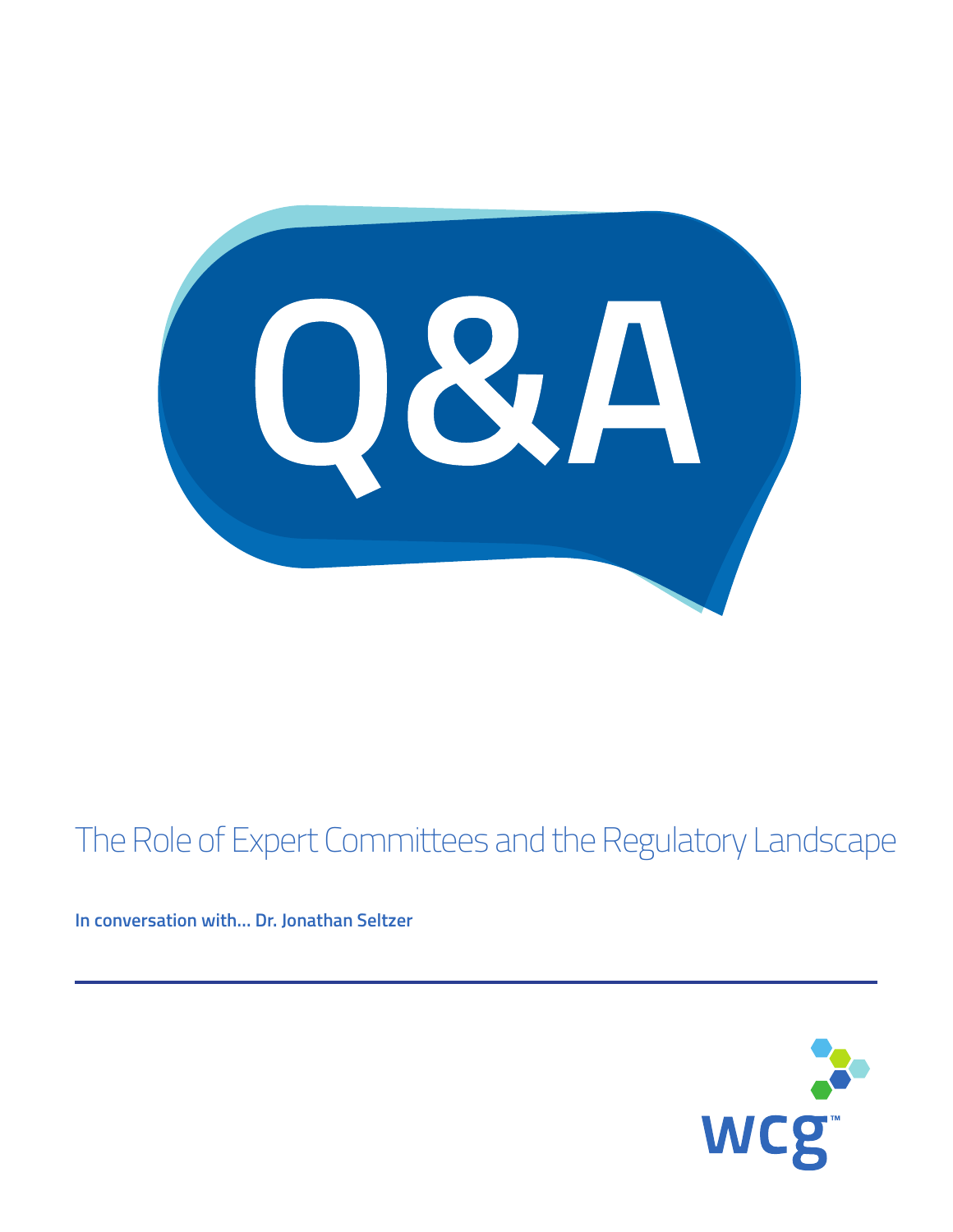# Q&A

## The Role of Expert Committees and the Regulatory Landscape

**In conversation with... Dr. Jonathan Seltzer**

wcg™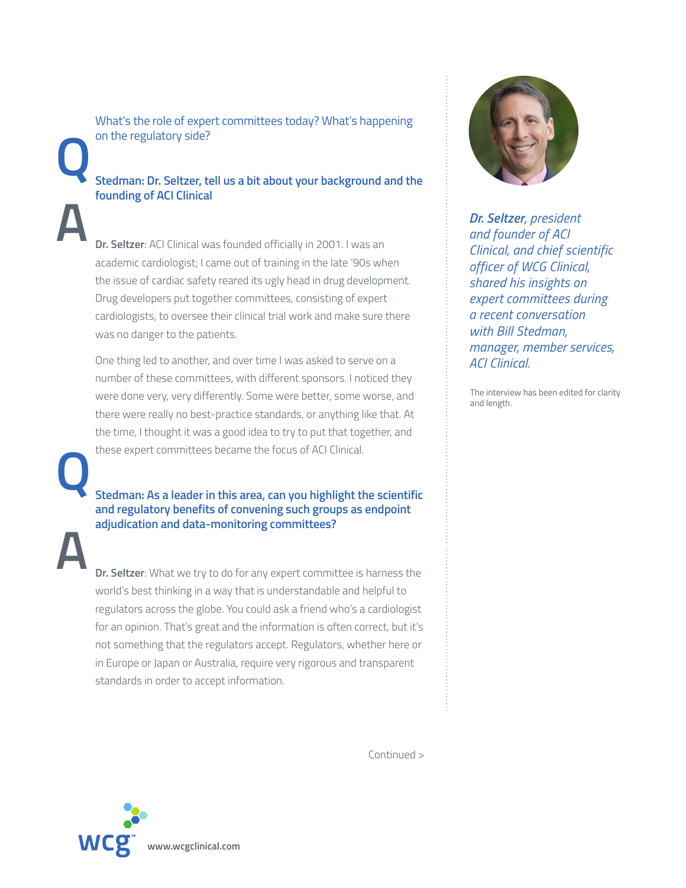What's the role of expert committees today? What's happening on the regulatory side?

**Stedman: Dr. Seltzer, tell us a bit about your background and the founding of ACI Clinical**

**Dr. Seltzer**: ACI Clinical was founded officially in 2001. I was an academic cardiologist; I came out of training in the late '90s when the issue of cardiac safety reared its ugly head in drug development. Drug developers put together committees, consisting of expert cardiologists, to oversee their clinical trial work and make sure there was no danger to the patients.

One thing led to another, and over time I was asked to serve on a number of these committees, with different sponsors. I noticed they were done very, very differently. Some were better, some worse, and there were really no best-practice standards, or anything like that. At the time, I thought it was a good idea to try to put that together, and these expert committees became the focus of ACI Clinical.

**Stedman: As a leader in this area, can you highlight the scientific and regulatory benefits of convening such groups as endpoint adjudication and data-monitoring committees?**

**Dr. Seltzer**: What we try to do for any expert committee is harness the world's best thinking in a way that is understandable and helpful to regulators across the globe. You could ask a friend who's a cardiologist for an opinion. That's great and the information is often correct, but it's not something that the regulators accept. Regulators, whether here or in Europe or Japan or Australia, require very rigorous and transparent standards in order to accept information.

Continued >

***Dr. Seltzer**, president and founder of ACI Clinical, and chief scientific officer of WCG Clinical, shared his insights on expert committees during a recent conversation with Bill Stedman, manager, member services, ACI Clinical.*

The interview has been edited for clarity and length.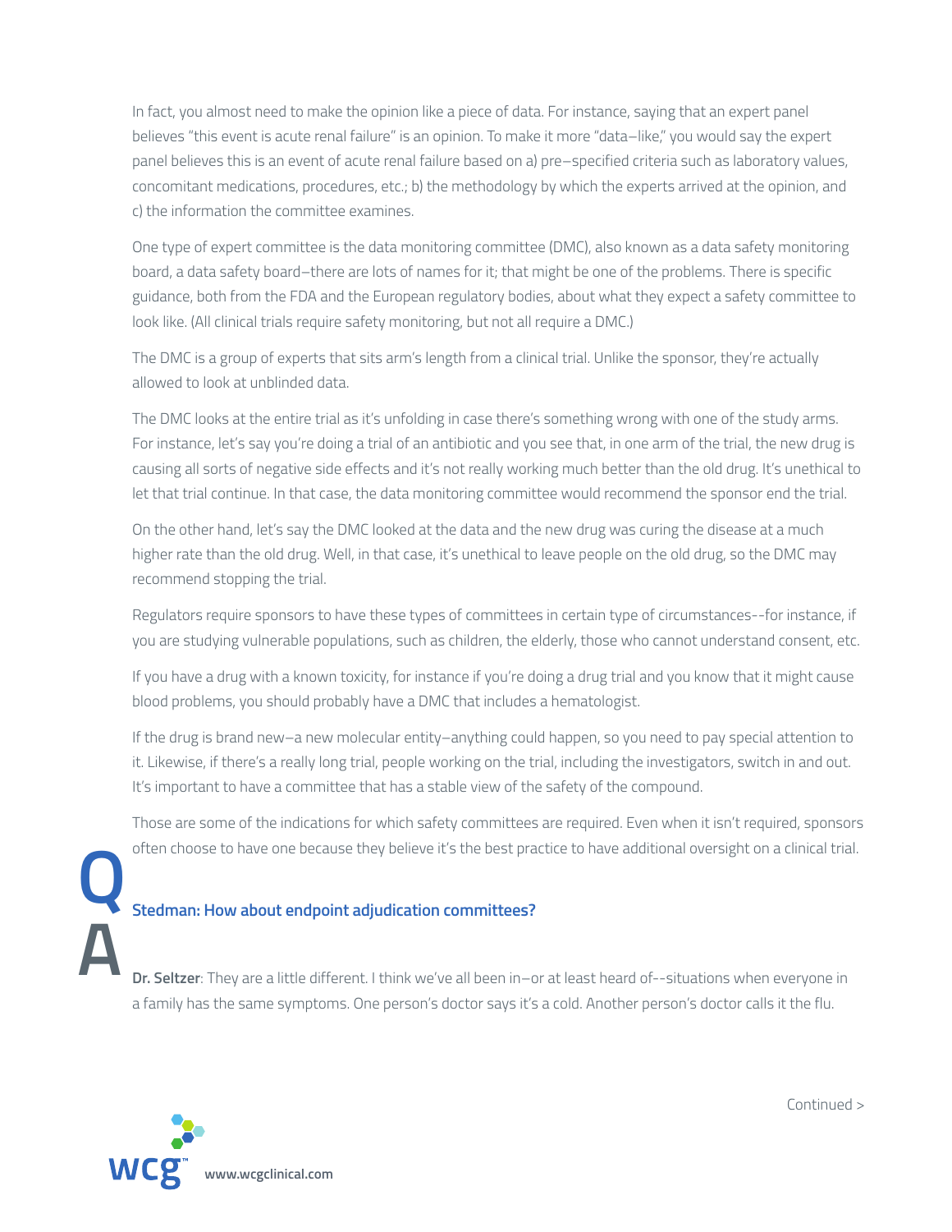In fact, you almost need to make the opinion like a piece of data. For instance, saying that an expert panel believes "this event is acute renal failure" is an opinion. To make it more "data–like," you would say the expert panel believes this is an event of acute renal failure based on a) pre–specified criteria such as laboratory values, concomitant medications, procedures, etc.; b) the methodology by which the experts arrived at the opinion, and c) the information the committee examines.

One type of expert committee is the data monitoring committee (DMC), also known as a data safety monitoring board, a data safety board–there are lots of names for it; that might be one of the problems. There is specific guidance, both from the FDA and the European regulatory bodies, about what they expect a safety committee to look like. (All clinical trials require safety monitoring, but not all require a DMC.)

The DMC is a group of experts that sits arm's length from a clinical trial. Unlike the sponsor, they're actually allowed to look at unblinded data.

The DMC looks at the entire trial as it's unfolding in case there's something wrong with one of the study arms. For instance, let's say you're doing a trial of an antibiotic and you see that, in one arm of the trial, the new drug is causing all sorts of negative side effects and it's not really working much better than the old drug. It's unethical to let that trial continue. In that case, the data monitoring committee would recommend the sponsor end the trial.

On the other hand, let's say the DMC looked at the data and the new drug was curing the disease at a much higher rate than the old drug. Well, in that case, it's unethical to leave people on the old drug, so the DMC may recommend stopping the trial.

Regulators require sponsors to have these types of committees in certain type of circumstances--for instance, if you are studying vulnerable populations, such as children, the elderly, those who cannot understand consent, etc.

If you have a drug with a known toxicity, for instance if you're doing a drug trial and you know that it might cause blood problems, you should probably have a DMC that includes a hematologist.

If the drug is brand new–a new molecular entity–anything could happen, so you need to pay special attention to it. Likewise, if there's a really long trial, people working on the trial, including the investigators, switch in and out. It's important to have a committee that has a stable view of the safety of the compound.

Those are some of the indications for which safety committees are required. Even when it isn't required, sponsors often choose to have one because they believe it's the best practice to have additional oversight on a clinical trial.

**Q**

**Stedman: How about endpoint adjudication committees?**

**A**

**Dr. Seltzer**: They are a little different. I think we've all been in–or at least heard of--situations when everyone in a family has the same symptoms. One person's doctor says it's a cold. Another person's doctor calls it the flu.

Continued >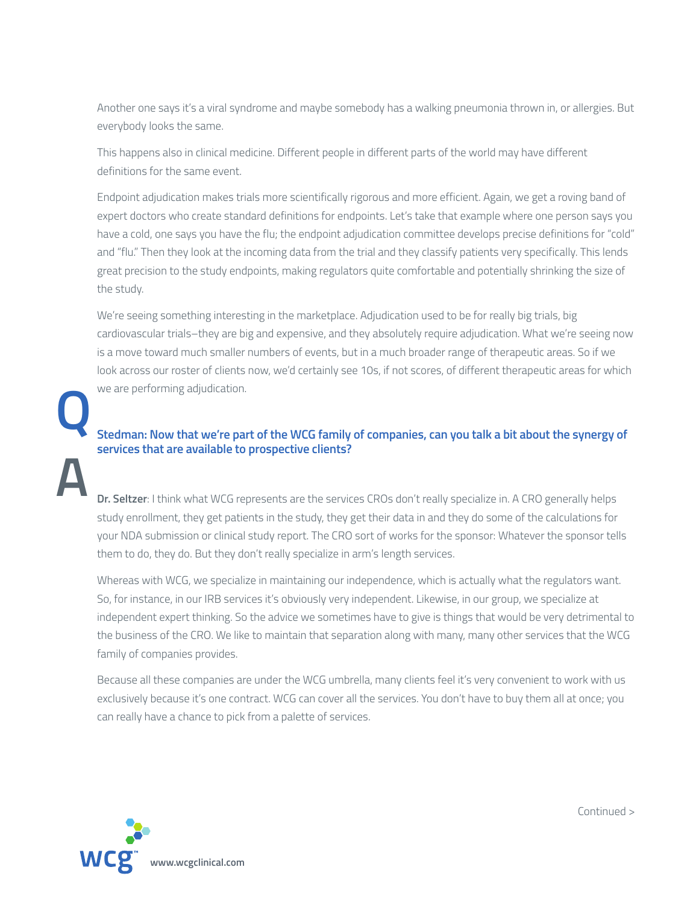Another one says it's a viral syndrome and maybe somebody has a walking pneumonia thrown in, or allergies. But everybody looks the same.

This happens also in clinical medicine. Different people in different parts of the world may have different definitions for the same event.

Endpoint adjudication makes trials more scientifically rigorous and more efficient. Again, we get a roving band of expert doctors who create standard definitions for endpoints. Let's take that example where one person says you have a cold, one says you have the flu; the endpoint adjudication committee develops precise definitions for "cold" and "flu." Then they look at the incoming data from the trial and they classify patients very specifically. This lends great precision to the study endpoints, making regulators quite comfortable and potentially shrinking the size of the study.

We're seeing something interesting in the marketplace. Adjudication used to be for really big trials, big cardiovascular trials—they are big and expensive, and they absolutely require adjudication. What we're seeing now is a move toward much smaller numbers of events, but in a much broader range of therapeutic areas. So if we look across our roster of clients now, we'd certainly see 10s, if not scores, of different therapeutic areas for which we are performing adjudication.

**Q**

**Stedman: Now that we're part of the WCG family of companies, can you talk a bit about the synergy of services that are available to prospective clients?**

**A**

**Dr. Seltzer**: I think what WCG represents are the services CROs don't really specialize in. A CRO generally helps study enrollment, they get patients in the study, they get their data in and they do some of the calculations for your NDA submission or clinical study report. The CRO sort of works for the sponsor: Whatever the sponsor tells them to do, they do. But they don't really specialize in arm's length services.

Whereas with WCG, we specialize in maintaining our independence, which is actually what the regulators want. So, for instance, in our IRB services it's obviously very independent. Likewise, in our group, we specialize at independent expert thinking. So the advice we sometimes have to give is things that would be very detrimental to the business of the CRO. We like to maintain that separation along with many, many other services that the WCG family of companies provides.

Because all these companies are under the WCG umbrella, many clients feel it's very convenient to work with us exclusively because it's one contract. WCG can cover all the services. You don't have to buy them all at once; you can really have a chance to pick from a palette of services.

Continued >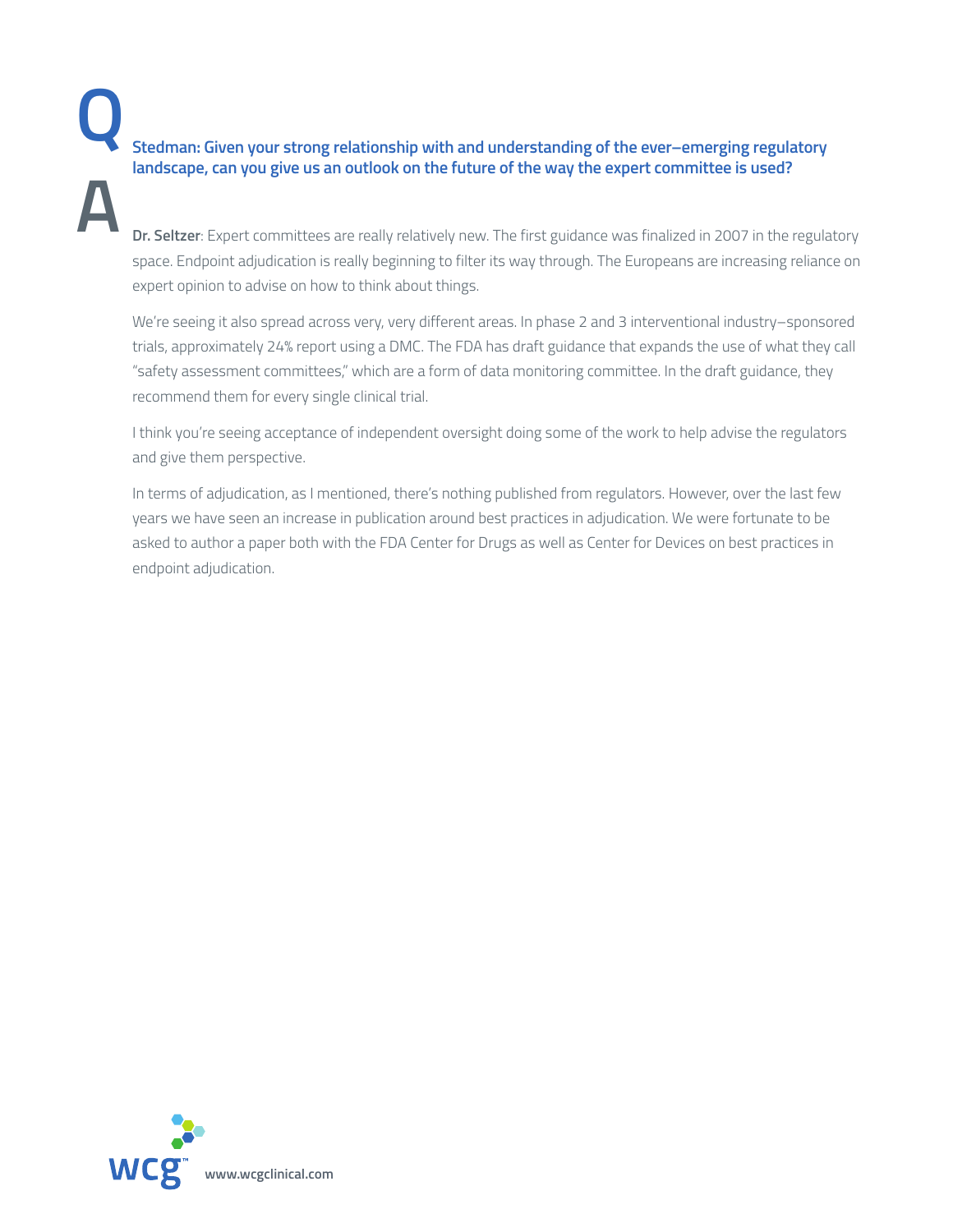**Q**

**Stedman: Given your strong relationship with and understanding of the ever–emerging regulatory landscape, can you give us an outlook on the future of the way the expert committee is used?**

**A**

**Dr. Seltzer**: Expert committees are really relatively new. The first guidance was finalized in 2007 in the regulatory space. Endpoint adjudication is really beginning to filter its way through. The Europeans are increasing reliance on expert opinion to advise on how to think about things.

We're seeing it also spread across very, very different areas. In phase 2 and 3 interventional industry–sponsored trials, approximately 24% report using a DMC. The FDA has draft guidance that expands the use of what they call "safety assessment committees," which are a form of data monitoring committee. In the draft guidance, they recommend them for every single clinical trial.

I think you're seeing acceptance of independent oversight doing some of the work to help advise the regulators and give them perspective.

In terms of adjudication, as I mentioned, there's nothing published from regulators. However, over the last few years we have seen an increase in publication around best practices in adjudication. We were fortunate to be asked to author a paper both with the FDA Center for Drugs as well as Center for Devices on best practices in endpoint adjudication.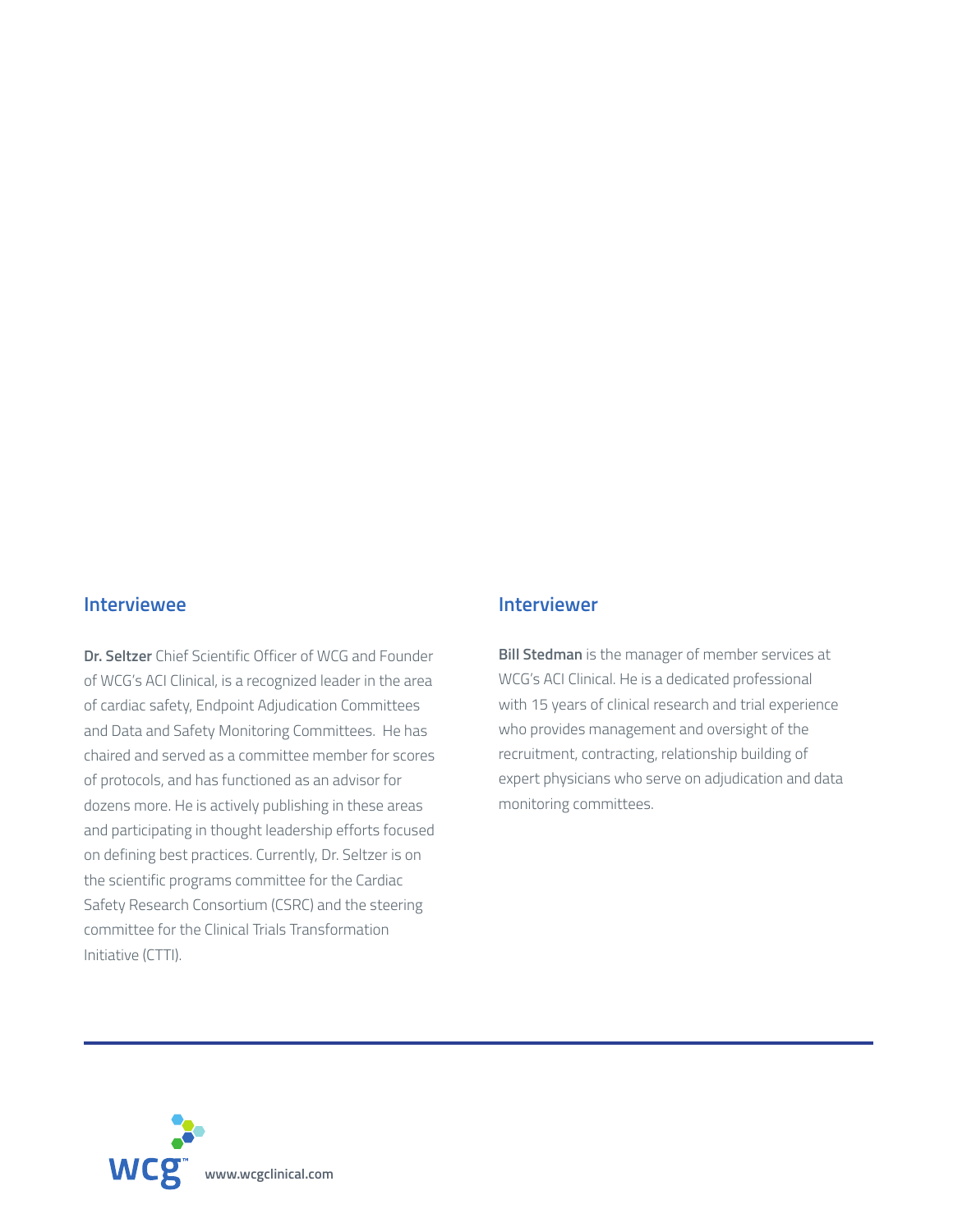## Interviewee

**Dr. Seltzer** Chief Scientific Officer of WCG and Founder of WCG's ACI Clinical, is a recognized leader in the area of cardiac safety, Endpoint Adjudication Committees and Data and Safety Monitoring Committees. He has chaired and served as a committee member for scores of protocols, and has functioned as an advisor for dozens more. He is actively publishing in these areas and participating in thought leadership efforts focused on defining best practices. Currently, Dr. Seltzer is on the scientific programs committee for the Cardiac Safety Research Consortium (CSRC) and the steering committee for the Clinical Trials Transformation Initiative (CTTI).

## Interviewer

**Bill Stedman** is the manager of member services at WCG's ACI Clinical. He is a dedicated professional with 15 years of clinical research and trial experience who provides management and oversight of the recruitment, contracting, relationship building of expert physicians who serve on adjudication and data monitoring committees.

wcg™ www.wcgclinical.com